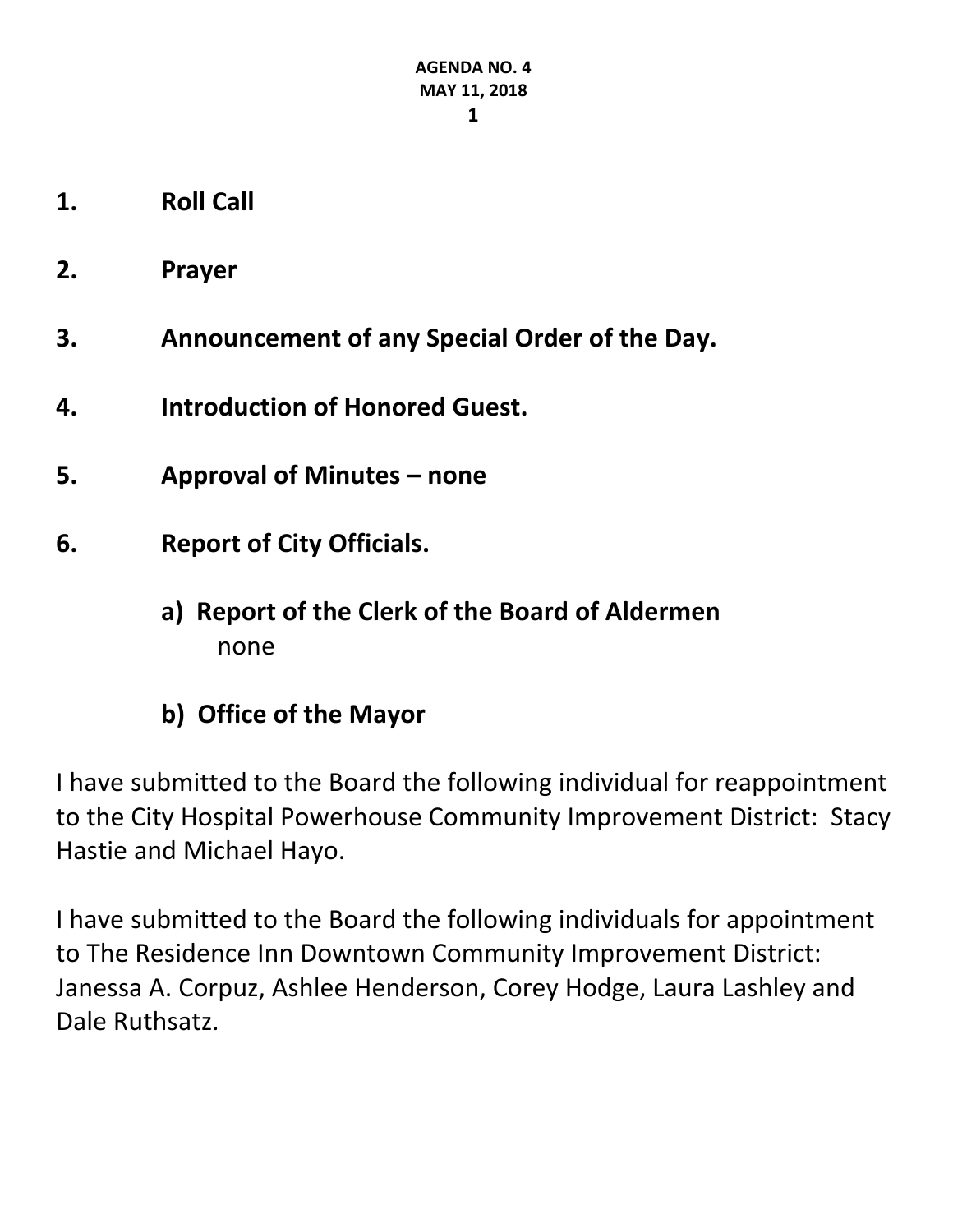**AGENDA NO. 4**
**MAY 11, 2018**

1. **Roll Call**

2. **Prayer**

3. **Announcement of any Special Order of the Day.**

4. **Introduction of Honored Guest.**

5. **Approval of Minutes – none**

6. **Report of City Officials.**

   **a) Report of the Clerk of the Board of Aldermen**
   none

   **b) Office of the Mayor**

I have submitted to the Board the following individual for reappointment to the City Hospital Powerhouse Community Improvement District: Stacy Hastie and Michael Hayo.

I have submitted to the Board the following individuals for appointment to The Residence Inn Downtown Community Improvement District: Janessa A. Corpuz, Ashlee Henderson, Corey Hodge, Laura Lashley and Dale Ruthsatz.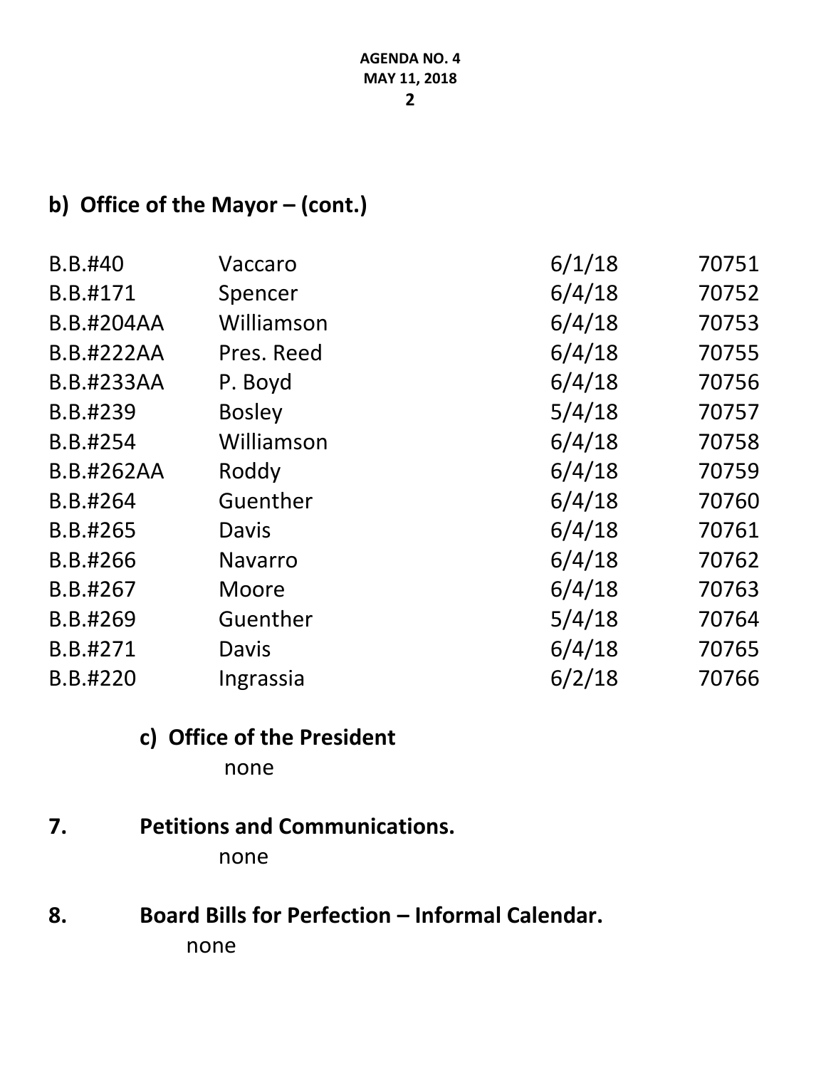## b) Office of the Mayor – (cont.)

| | | | |
|---|---|---|---|
| B.B.#40 | Vaccaro | 6/1/18 | 70751 |
| B.B.#171 | Spencer | 6/4/18 | 70752 |
| B.B.#204AA | Williamson | 6/4/18 | 70753 |
| B.B.#222AA | Pres. Reed | 6/4/18 | 70755 |
| B.B.#233AA | P. Boyd | 6/4/18 | 70756 |
| B.B.#239 | Bosley | 5/4/18 | 70757 |
| B.B.#254 | Williamson | 6/4/18 | 70758 |
| B.B.#262AA | Roddy | 6/4/18 | 70759 |
| B.B.#264 | Guenther | 6/4/18 | 70760 |
| B.B.#265 | Davis | 6/4/18 | 70761 |
| B.B.#266 | Navarro | 6/4/18 | 70762 |
| B.B.#267 | Moore | 6/4/18 | 70763 |
| B.B.#269 | Guenther | 5/4/18 | 70764 |
| B.B.#271 | Davis | 6/4/18 | 70765 |
| B.B.#220 | Ingrassia | 6/2/18 | 70766 |

### c) Office of the President

none

## 7. Petitions and Communications.

none

## 8. Board Bills for Perfection – Informal Calendar.

none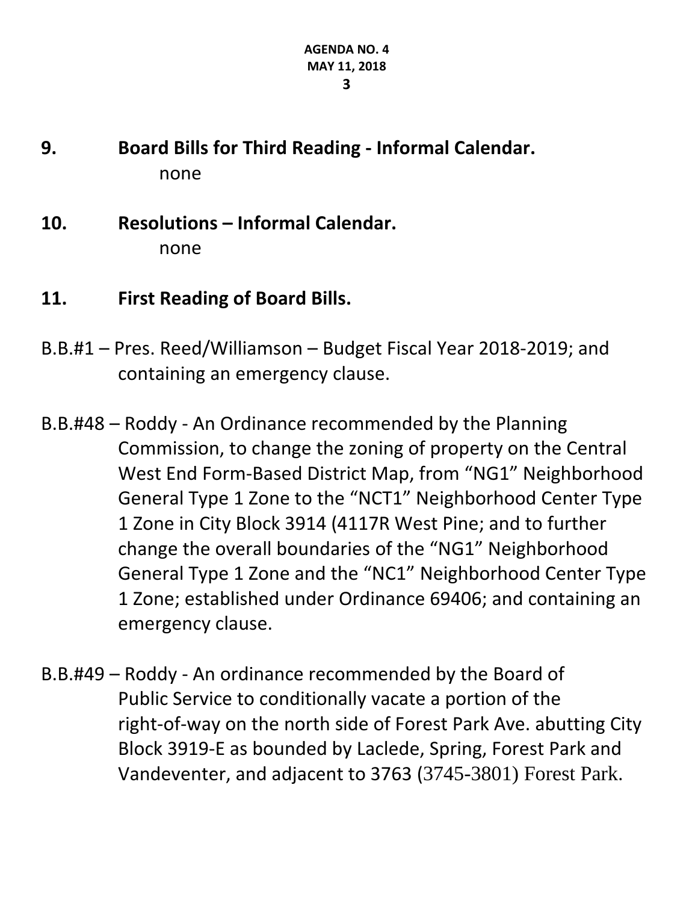## 9. Board Bills for Third Reading - Informal Calendar.

none

## 10. Resolutions – Informal Calendar.

none

## 11. First Reading of Board Bills.

B.B.#1 – Pres. Reed/Williamson – Budget Fiscal Year 2018-2019; and containing an emergency clause.

B.B.#48 – Roddy - An Ordinance recommended by the Planning Commission, to change the zoning of property on the Central West End Form-Based District Map, from "NG1" Neighborhood General Type 1 Zone to the "NCT1" Neighborhood Center Type 1 Zone in City Block 3914 (4117R West Pine; and to further change the overall boundaries of the "NG1" Neighborhood General Type 1 Zone and the "NC1" Neighborhood Center Type 1 Zone; established under Ordinance 69406; and containing an emergency clause.

B.B.#49 – Roddy - An ordinance recommended by the Board of Public Service to conditionally vacate a portion of the right-of-way on the north side of Forest Park Ave. abutting City Block 3919-E as bounded by Laclede, Spring, Forest Park and Vandeventer, and adjacent to 3763 (3745-3801) Forest Park.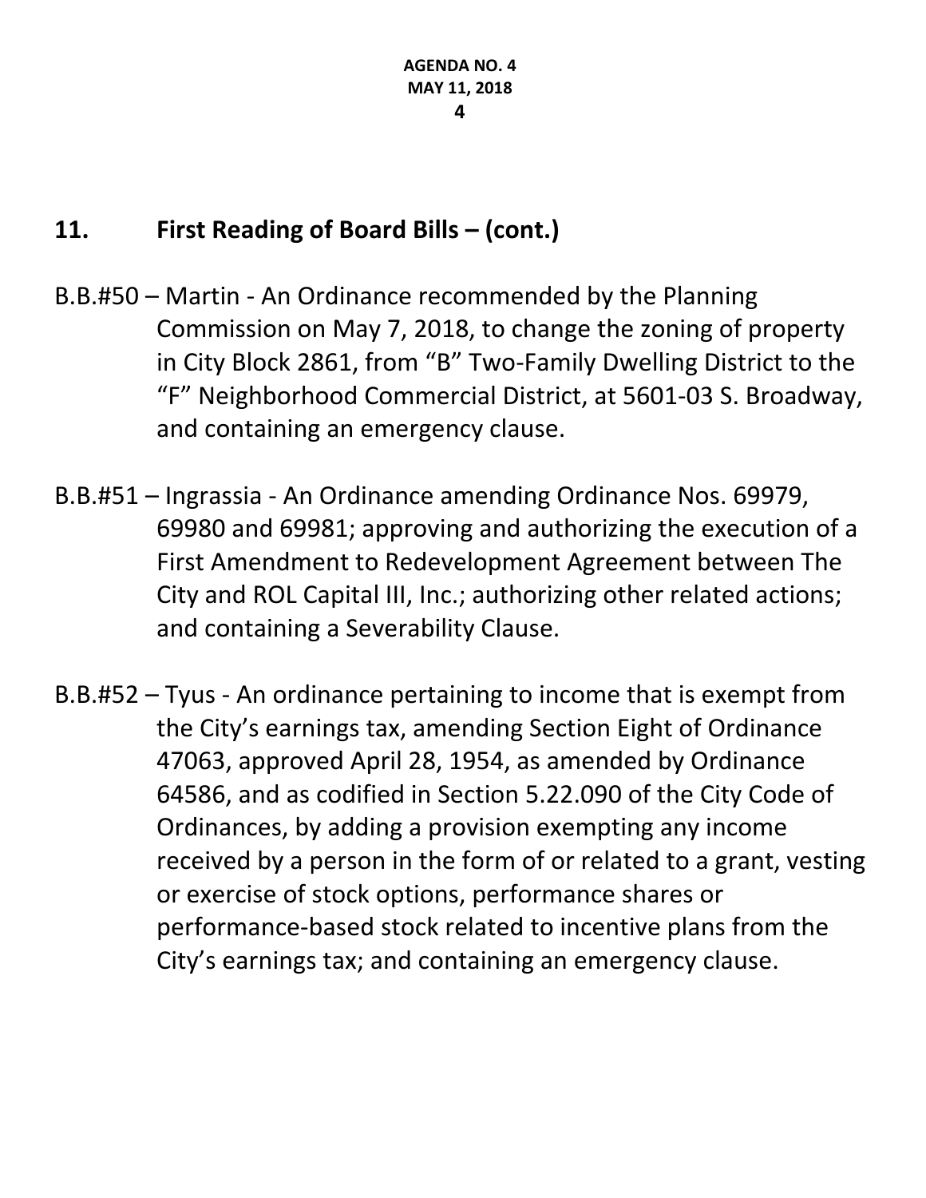## 11. First Reading of Board Bills – (cont.)

B.B.#50 – Martin - An Ordinance recommended by the Planning Commission on May 7, 2018, to change the zoning of property in City Block 2861, from "B" Two-Family Dwelling District to the "F" Neighborhood Commercial District, at 5601-03 S. Broadway, and containing an emergency clause.

B.B.#51 – Ingrassia - An Ordinance amending Ordinance Nos. 69979, 69980 and 69981; approving and authorizing the execution of a First Amendment to Redevelopment Agreement between The City and ROL Capital III, Inc.; authorizing other related actions; and containing a Severability Clause.

B.B.#52 – Tyus - An ordinance pertaining to income that is exempt from the City's earnings tax, amending Section Eight of Ordinance 47063, approved April 28, 1954, as amended by Ordinance 64586, and as codified in Section 5.22.090 of the City Code of Ordinances, by adding a provision exempting any income received by a person in the form of or related to a grant, vesting or exercise of stock options, performance shares or performance-based stock related to incentive plans from the City's earnings tax; and containing an emergency clause.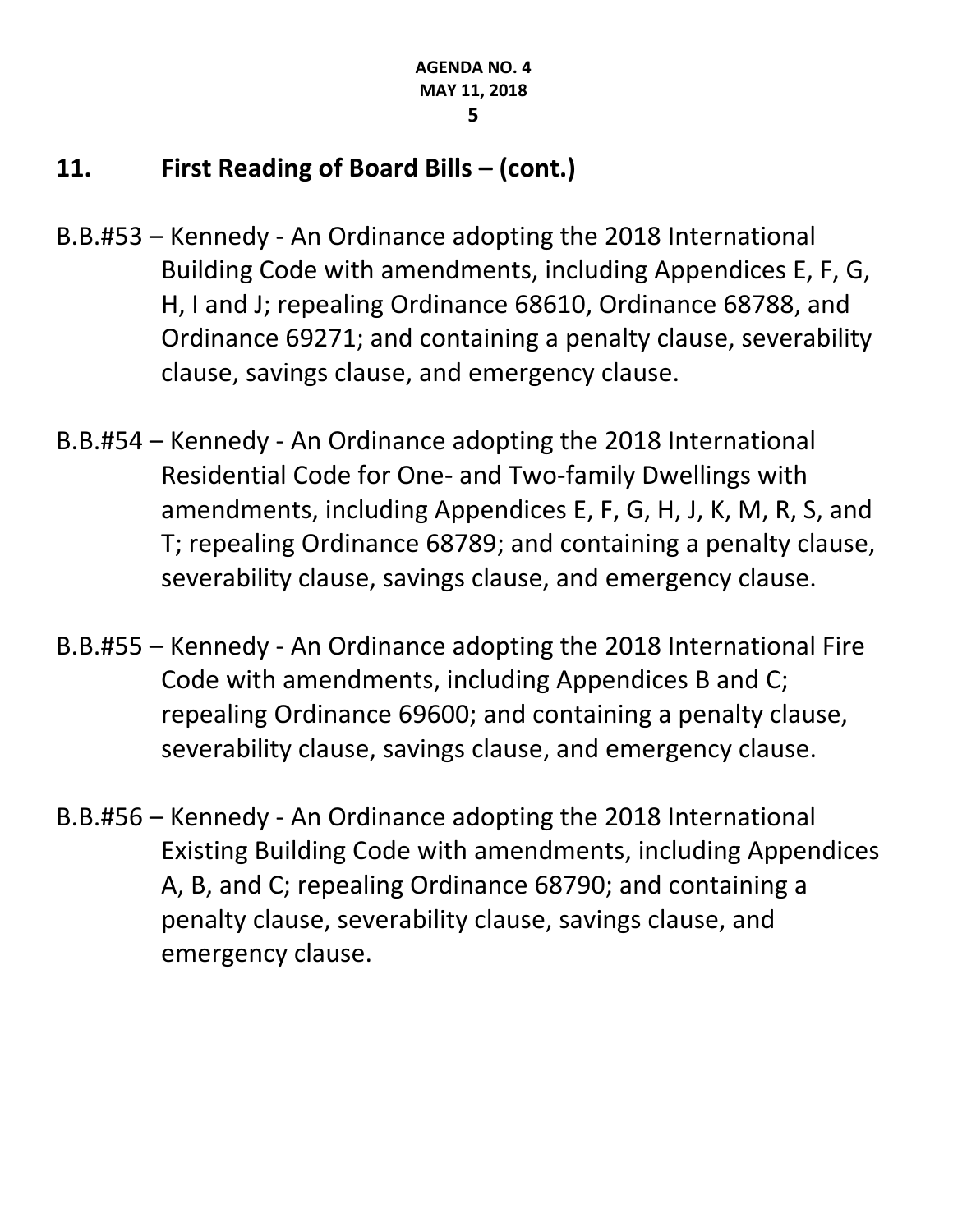## 11. First Reading of Board Bills – (cont.)

B.B.#53 – Kennedy - An Ordinance adopting the 2018 International Building Code with amendments, including Appendices E, F, G, H, I and J; repealing Ordinance 68610, Ordinance 68788, and Ordinance 69271; and containing a penalty clause, severability clause, savings clause, and emergency clause.

B.B.#54 – Kennedy - An Ordinance adopting the 2018 International Residential Code for One- and Two-family Dwellings with amendments, including Appendices E, F, G, H, J, K, M, R, S, and T; repealing Ordinance 68789; and containing a penalty clause, severability clause, savings clause, and emergency clause.

B.B.#55 – Kennedy - An Ordinance adopting the 2018 International Fire Code with amendments, including Appendices B and C; repealing Ordinance 69600; and containing a penalty clause, severability clause, savings clause, and emergency clause.

B.B.#56 – Kennedy - An Ordinance adopting the 2018 International Existing Building Code with amendments, including Appendices A, B, and C; repealing Ordinance 68790; and containing a penalty clause, severability clause, savings clause, and emergency clause.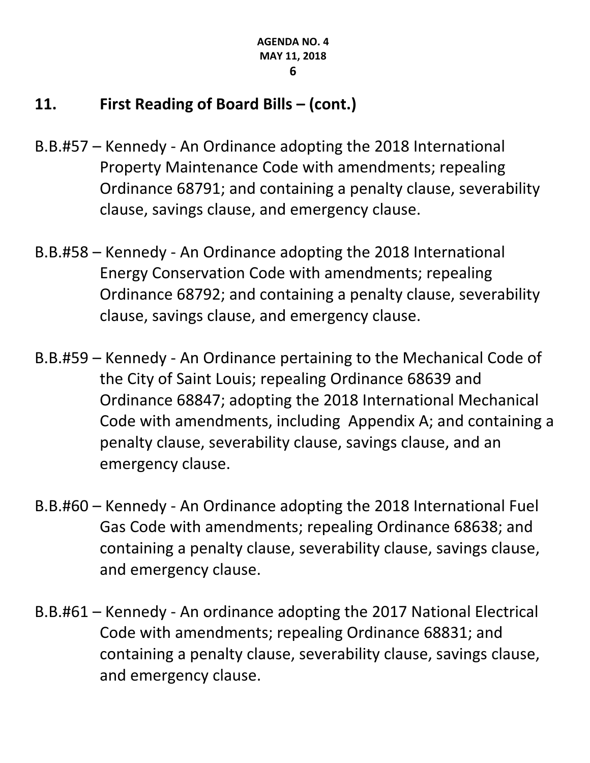## 11. First Reading of Board Bills – (cont.)

B.B.#57 – Kennedy - An Ordinance adopting the 2018 International Property Maintenance Code with amendments; repealing Ordinance 68791; and containing a penalty clause, severability clause, savings clause, and emergency clause.

B.B.#58 – Kennedy - An Ordinance adopting the 2018 International Energy Conservation Code with amendments; repealing Ordinance 68792; and containing a penalty clause, severability clause, savings clause, and emergency clause.

B.B.#59 – Kennedy - An Ordinance pertaining to the Mechanical Code of the City of Saint Louis; repealing Ordinance 68639 and Ordinance 68847; adopting the 2018 International Mechanical Code with amendments, including Appendix A; and containing a penalty clause, severability clause, savings clause, and an emergency clause.

B.B.#60 – Kennedy - An Ordinance adopting the 2018 International Fuel Gas Code with amendments; repealing Ordinance 68638; and containing a penalty clause, severability clause, savings clause, and emergency clause.

B.B.#61 – Kennedy - An ordinance adopting the 2017 National Electrical Code with amendments; repealing Ordinance 68831; and containing a penalty clause, severability clause, savings clause, and emergency clause.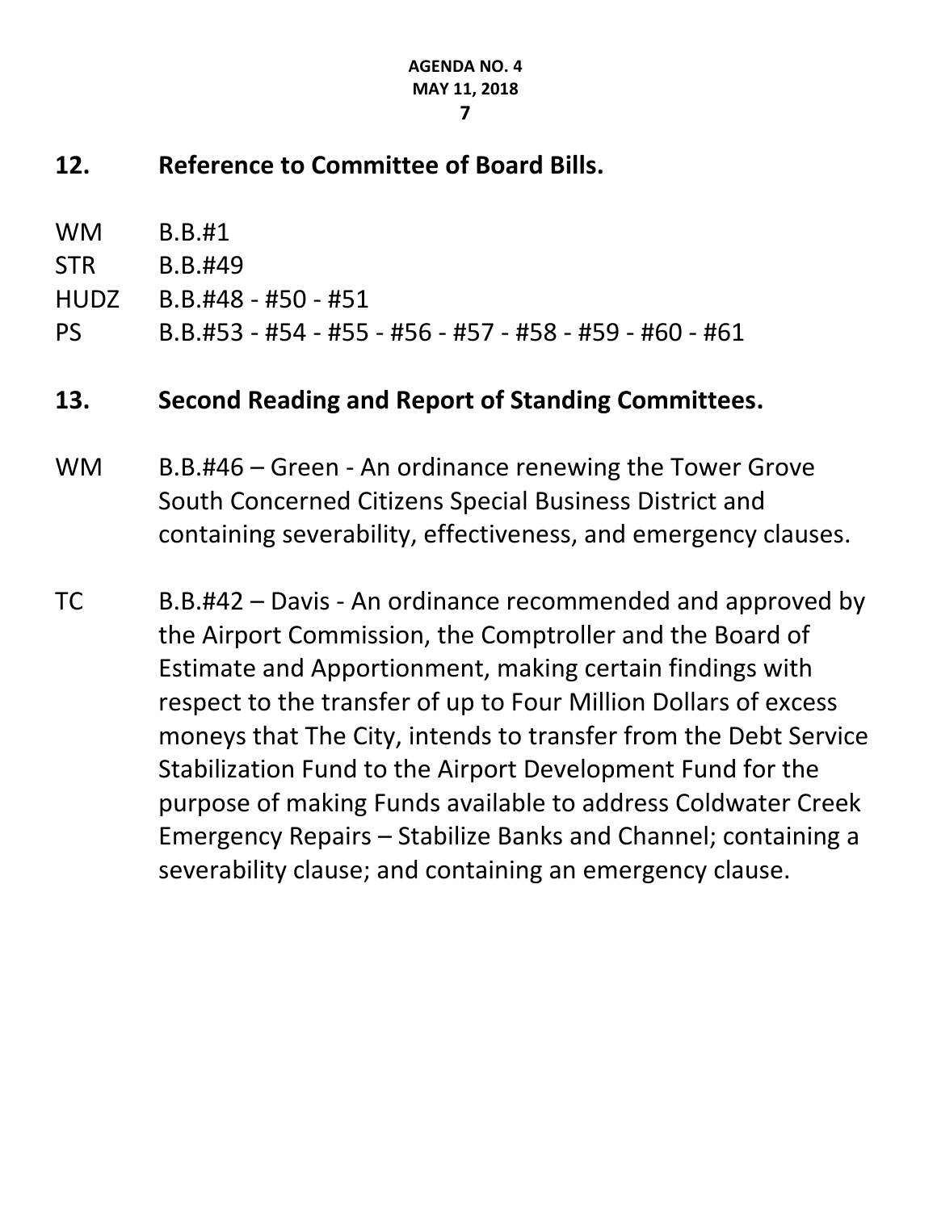## 12. Reference to Committee of Board Bills.

WM B.B.#1
STR B.B.#49
HUDZ B.B.#48 - #50 - #51
PS B.B.#53 - #54 - #55 - #56 - #57 - #58 - #59 - #60 - #61

## 13. Second Reading and Report of Standing Committees.

WM B.B.#46 – Green - An ordinance renewing the Tower Grove South Concerned Citizens Special Business District and containing severability, effectiveness, and emergency clauses.

TC B.B.#42 – Davis - An ordinance recommended and approved by the Airport Commission, the Comptroller and the Board of Estimate and Apportionment, making certain findings with respect to the transfer of up to Four Million Dollars of excess moneys that The City, intends to transfer from the Debt Service Stabilization Fund to the Airport Development Fund for the purpose of making Funds available to address Coldwater Creek Emergency Repairs – Stabilize Banks and Channel; containing a severability clause; and containing an emergency clause.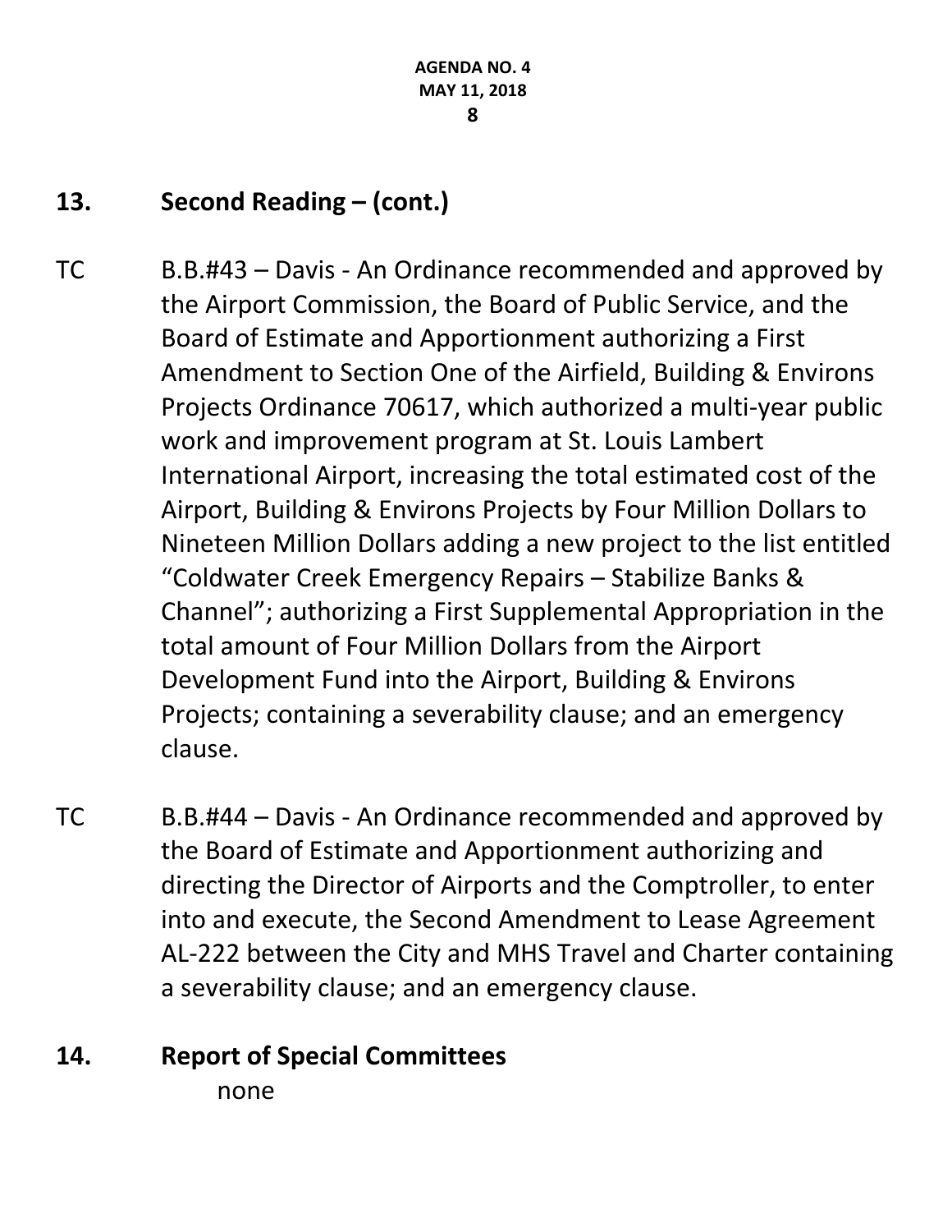## 13. Second Reading – (cont.)

TC B.B.#43 – Davis - An Ordinance recommended and approved by the Airport Commission, the Board of Public Service, and the Board of Estimate and Apportionment authorizing a First Amendment to Section One of the Airfield, Building & Environs Projects Ordinance 70617, which authorized a multi-year public work and improvement program at St. Louis Lambert International Airport, increasing the total estimated cost of the Airport, Building & Environs Projects by Four Million Dollars to Nineteen Million Dollars adding a new project to the list entitled "Coldwater Creek Emergency Repairs – Stabilize Banks & Channel"; authorizing a First Supplemental Appropriation in the total amount of Four Million Dollars from the Airport Development Fund into the Airport, Building & Environs Projects; containing a severability clause; and an emergency clause.

TC B.B.#44 – Davis - An Ordinance recommended and approved by the Board of Estimate and Apportionment authorizing and directing the Director of Airports and the Comptroller, to enter into and execute, the Second Amendment to Lease Agreement AL-222 between the City and MHS Travel and Charter containing a severability clause; and an emergency clause.

## 14. Report of Special Committees

none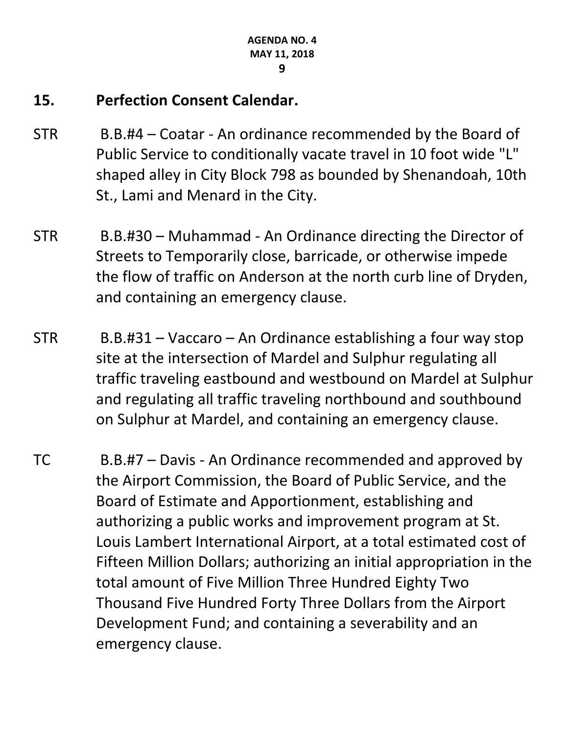## 15. Perfection Consent Calendar.

STR B.B.#4 – Coatar - An ordinance recommended by the Board of Public Service to conditionally vacate travel in 10 foot wide "L" shaped alley in City Block 798 as bounded by Shenandoah, 10th St., Lami and Menard in the City.

STR B.B.#30 – Muhammad - An Ordinance directing the Director of Streets to Temporarily close, barricade, or otherwise impede the flow of traffic on Anderson at the north curb line of Dryden, and containing an emergency clause.

STR B.B.#31 – Vaccaro – An Ordinance establishing a four way stop site at the intersection of Mardel and Sulphur regulating all traffic traveling eastbound and westbound on Mardel at Sulphur and regulating all traffic traveling northbound and southbound on Sulphur at Mardel, and containing an emergency clause.

TC B.B.#7 – Davis - An Ordinance recommended and approved by the Airport Commission, the Board of Public Service, and the Board of Estimate and Apportionment, establishing and authorizing a public works and improvement program at St. Louis Lambert International Airport, at a total estimated cost of Fifteen Million Dollars; authorizing an initial appropriation in the total amount of Five Million Three Hundred Eighty Two Thousand Five Hundred Forty Three Dollars from the Airport Development Fund; and containing a severability and an emergency clause.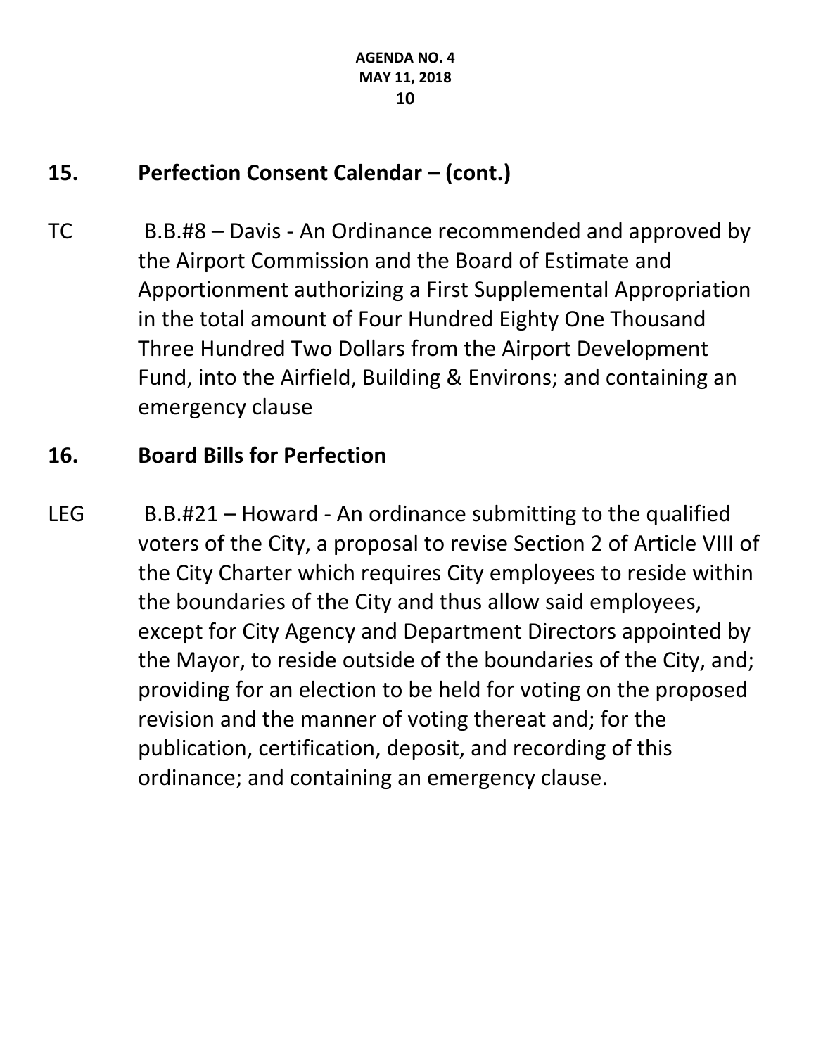## 15. Perfection Consent Calendar – (cont.)

TC B.B.#8 – Davis - An Ordinance recommended and approved by the Airport Commission and the Board of Estimate and Apportionment authorizing a First Supplemental Appropriation in the total amount of Four Hundred Eighty One Thousand Three Hundred Two Dollars from the Airport Development Fund, into the Airfield, Building & Environs; and containing an emergency clause

## 16. Board Bills for Perfection

LEG B.B.#21 – Howard - An ordinance submitting to the qualified voters of the City, a proposal to revise Section 2 of Article VIII of the City Charter which requires City employees to reside within the boundaries of the City and thus allow said employees, except for City Agency and Department Directors appointed by the Mayor, to reside outside of the boundaries of the City, and; providing for an election to be held for voting on the proposed revision and the manner of voting thereat and; for the publication, certification, deposit, and recording of this ordinance; and containing an emergency clause.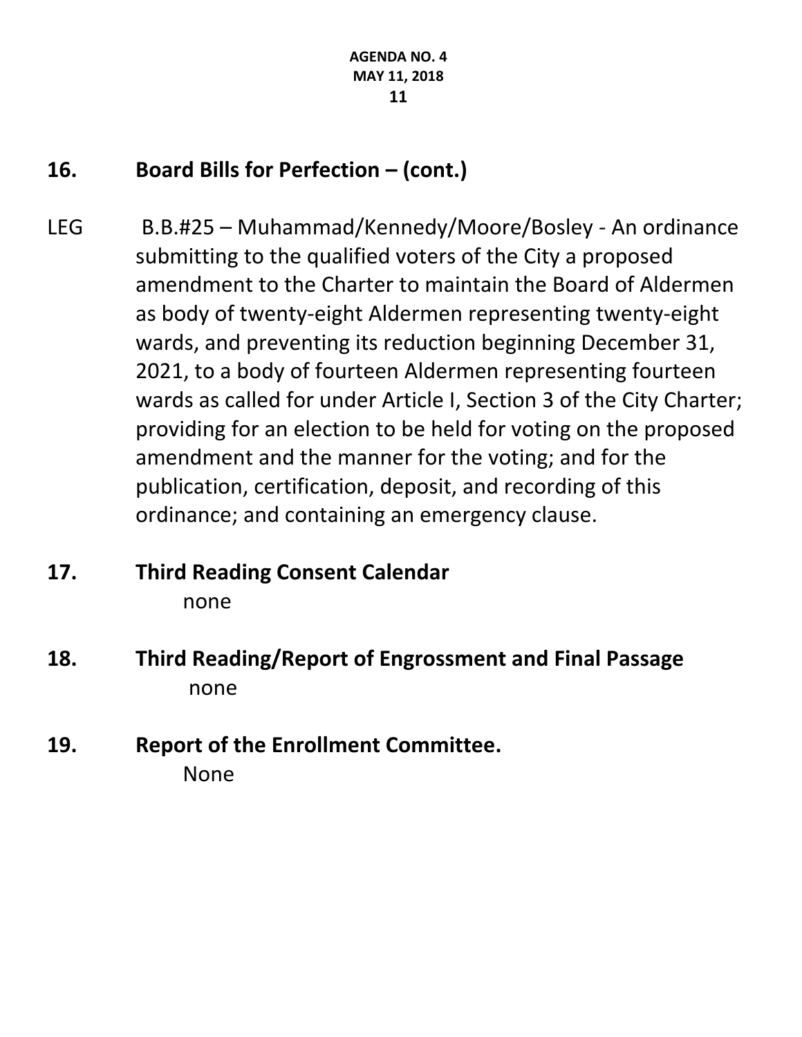## 16. Board Bills for Perfection – (cont.)

LEG B.B.#25 – Muhammad/Kennedy/Moore/Bosley - An ordinance submitting to the qualified voters of the City a proposed amendment to the Charter to maintain the Board of Aldermen as body of twenty-eight Aldermen representing twenty-eight wards, and preventing its reduction beginning December 31, 2021, to a body of fourteen Aldermen representing fourteen wards as called for under Article I, Section 3 of the City Charter; providing for an election to be held for voting on the proposed amendment and the manner for the voting; and for the publication, certification, deposit, and recording of this ordinance; and containing an emergency clause.

## 17. Third Reading Consent Calendar

none

## 18. Third Reading/Report of Engrossment and Final Passage

none

## 19. Report of the Enrollment Committee.

None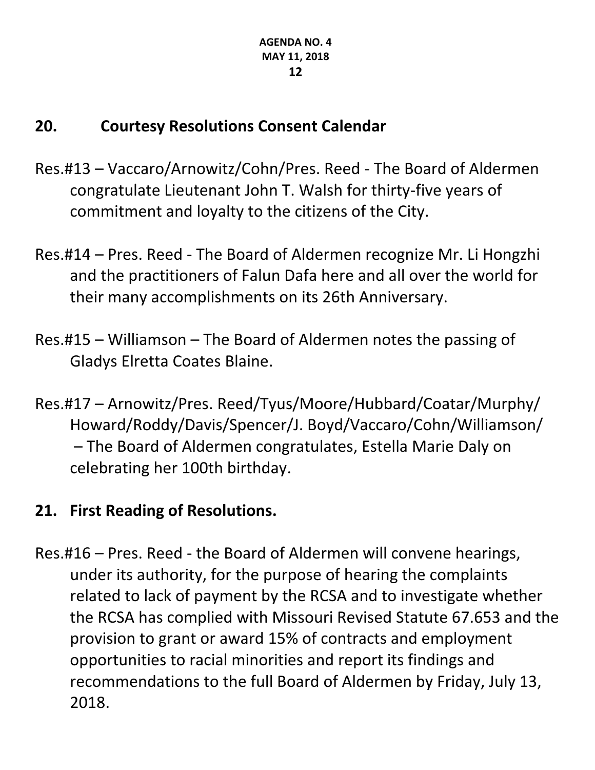## 20. Courtesy Resolutions Consent Calendar

Res.#13 – Vaccaro/Arnowitz/Cohn/Pres. Reed - The Board of Aldermen congratulate Lieutenant John T. Walsh for thirty-five years of commitment and loyalty to the citizens of the City.

Res.#14 – Pres. Reed - The Board of Aldermen recognize Mr. Li Hongzhi and the practitioners of Falun Dafa here and all over the world for their many accomplishments on its 26th Anniversary.

Res.#15 – Williamson – The Board of Aldermen notes the passing of Gladys Elretta Coates Blaine.

Res.#17 – Arnowitz/Pres. Reed/Tyus/Moore/Hubbard/Coatar/Murphy/Howard/Roddy/Davis/Spencer/J. Boyd/Vaccaro/Cohn/Williamson/ – The Board of Aldermen congratulates, Estella Marie Daly on celebrating her 100th birthday.

## 21. First Reading of Resolutions.

Res.#16 – Pres. Reed - the Board of Aldermen will convene hearings, under its authority, for the purpose of hearing the complaints related to lack of payment by the RCSA and to investigate whether the RCSA has complied with Missouri Revised Statute 67.653 and the provision to grant or award 15% of contracts and employment opportunities to racial minorities and report its findings and recommendations to the full Board of Aldermen by Friday, July 13, 2018.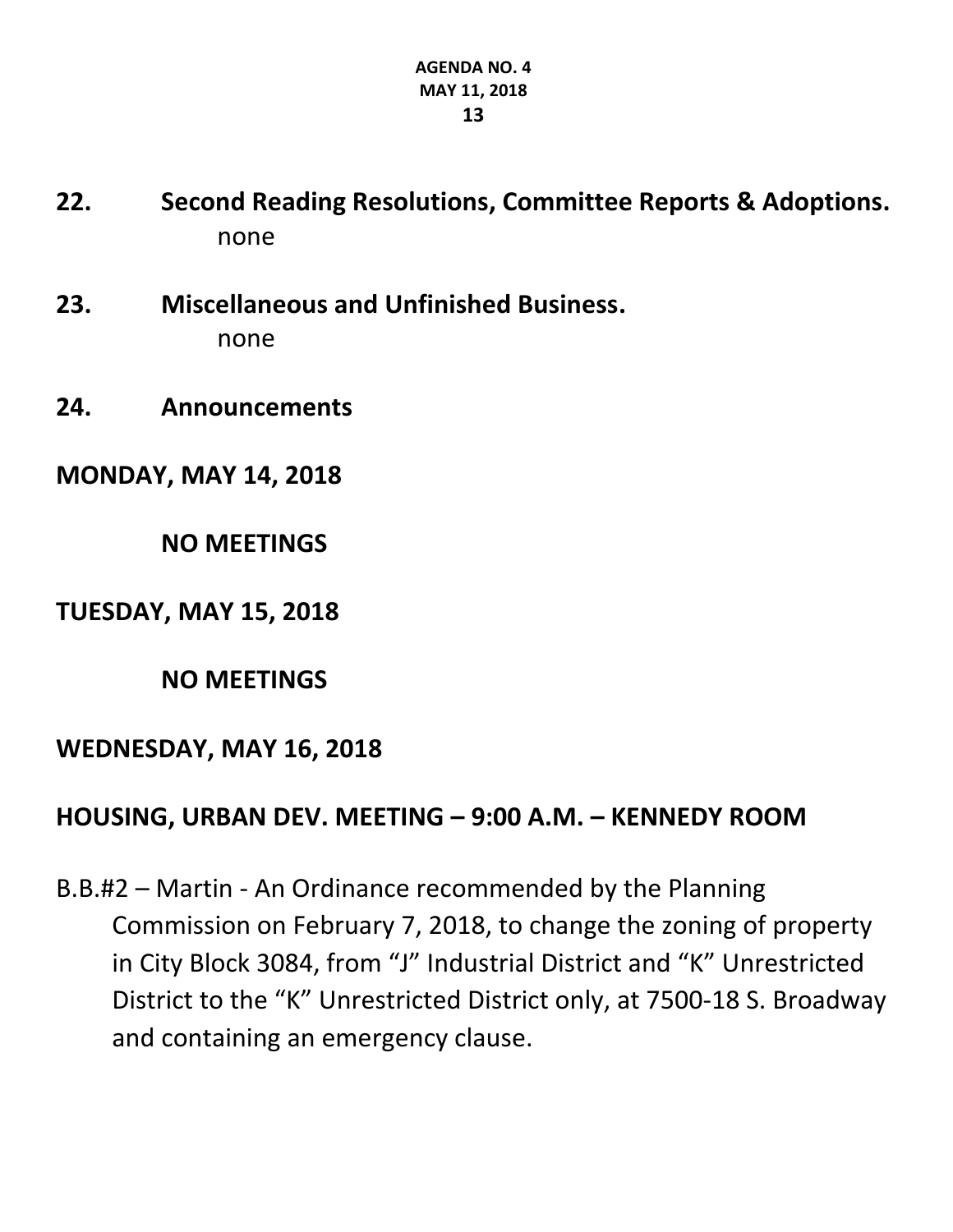**22. Second Reading Resolutions, Committee Reports & Adoptions.**

none

**23. Miscellaneous and Unfinished Business.**

none

**24. Announcements**

**MONDAY, MAY 14, 2018**

**NO MEETINGS**

**TUESDAY, MAY 15, 2018**

**NO MEETINGS**

**WEDNESDAY, MAY 16, 2018**

**HOUSING, URBAN DEV. MEETING – 9:00 A.M. – KENNEDY ROOM**

B.B.#2 – Martin - An Ordinance recommended by the Planning Commission on February 7, 2018, to change the zoning of property in City Block 3084, from "J" Industrial District and "K" Unrestricted District to the "K" Unrestricted District only, at 7500-18 S. Broadway and containing an emergency clause.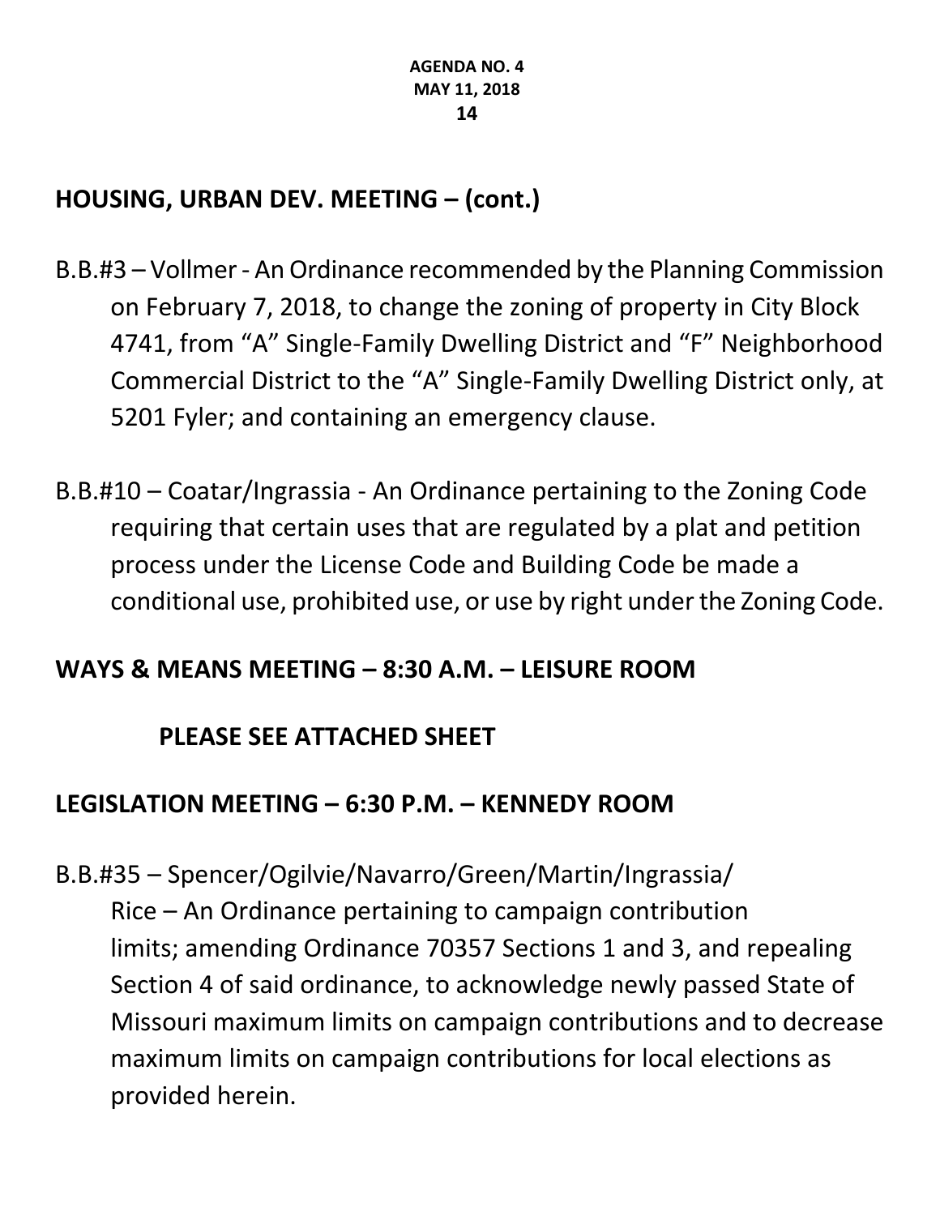## HOUSING, URBAN DEV. MEETING – (cont.)

B.B.#3 – Vollmer - An Ordinance recommended by the Planning Commission on February 7, 2018, to change the zoning of property in City Block 4741, from "A" Single-Family Dwelling District and "F" Neighborhood Commercial District to the "A" Single-Family Dwelling District only, at 5201 Fyler; and containing an emergency clause.

B.B.#10 – Coatar/Ingrassia - An Ordinance pertaining to the Zoning Code requiring that certain uses that are regulated by a plat and petition process under the License Code and Building Code be made a conditional use, prohibited use, or use by right under the Zoning Code.

## WAYS & MEANS MEETING – 8:30 A.M. – LEISURE ROOM

**PLEASE SEE ATTACHED SHEET**

## LEGISLATION MEETING – 6:30 P.M. – KENNEDY ROOM

B.B.#35 – Spencer/Ogilvie/Navarro/Green/Martin/Ingrassia/Rice – An Ordinance pertaining to campaign contribution limits; amending Ordinance 70357 Sections 1 and 3, and repealing Section 4 of said ordinance, to acknowledge newly passed State of Missouri maximum limits on campaign contributions and to decrease maximum limits on campaign contributions for local elections as provided herein.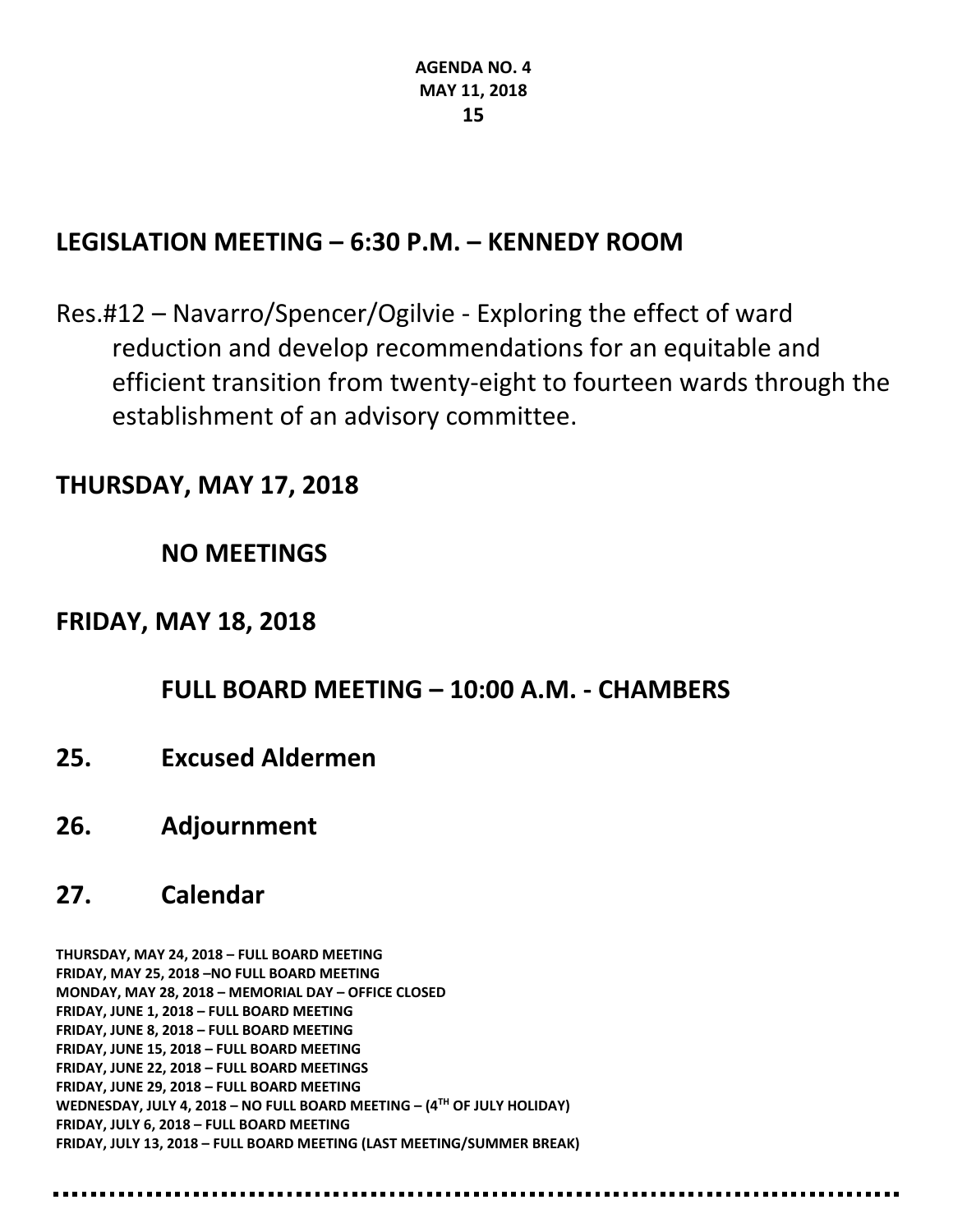## LEGISLATION MEETING – 6:30 P.M. – KENNEDY ROOM

Res.#12 – Navarro/Spencer/Ogilvie - Exploring the effect of ward reduction and develop recommendations for an equitable and efficient transition from twenty-eight to fourteen wards through the establishment of an advisory committee.

## THURSDAY, MAY 17, 2018

### NO MEETINGS

## FRIDAY, MAY 18, 2018

### FULL BOARD MEETING – 10:00 A.M. - CHAMBERS

## 25. Excused Aldermen

## 26. Adjournment

## 27. Calendar

**THURSDAY, MAY 24, 2018 – FULL BOARD MEETING**
**FRIDAY, MAY 25, 2018 –NO FULL BOARD MEETING**
**MONDAY, MAY 28, 2018 – MEMORIAL DAY – OFFICE CLOSED**
**FRIDAY, JUNE 1, 2018 – FULL BOARD MEETING**
**FRIDAY, JUNE 8, 2018 – FULL BOARD MEETING**
**FRIDAY, JUNE 15, 2018 – FULL BOARD MEETING**
**FRIDAY, JUNE 22, 2018 – FULL BOARD MEETINGS**
**FRIDAY, JUNE 29, 2018 – FULL BOARD MEETING**
**WEDNESDAY, JULY 4, 2018 – NO FULL BOARD MEETING – (4TH OF JULY HOLIDAY)**
**FRIDAY, JULY 6, 2018 – FULL BOARD MEETING**
**FRIDAY, JULY 13, 2018 – FULL BOARD MEETING (LAST MEETING/SUMMER BREAK)**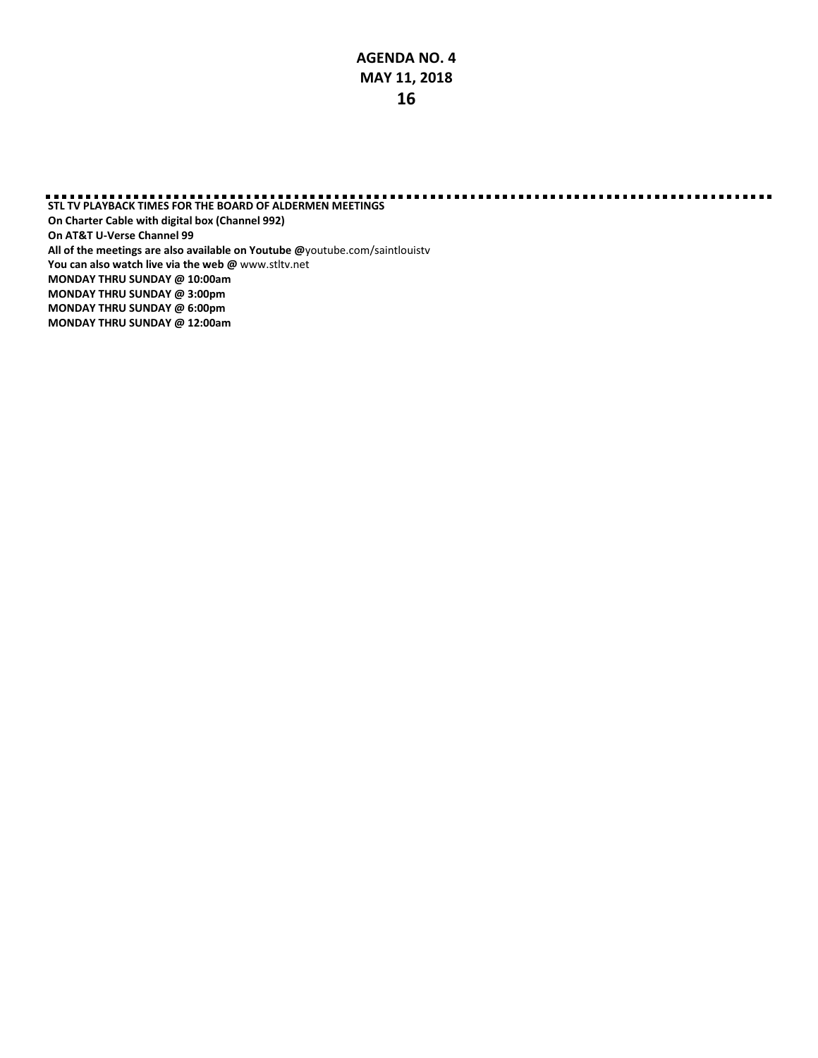**STL TV PLAYBACK TIMES FOR THE BOARD OF ALDERMEN MEETINGS**
**On Charter Cable with digital box (Channel 992)**
**On AT&T U-Verse Channel 99**
**All of the meetings are also available on Youtube @**youtube.com/saintlouistv
**You can also watch live via the web @** www.stltv.net
**MONDAY THRU SUNDAY @ 10:00am**
**MONDAY THRU SUNDAY @ 3:00pm**
**MONDAY THRU SUNDAY @ 6:00pm**
**MONDAY THRU SUNDAY @ 12:00am**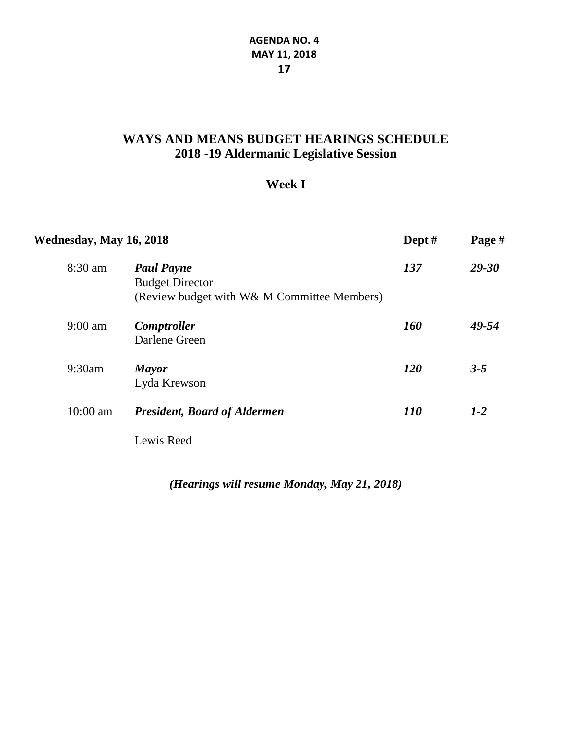**AGENDA NO. 4**
**MAY 11, 2018**

# WAYS AND MEANS BUDGET HEARINGS SCHEDULE
## 2018 -19 Aldermanic Legislative Session

### Week I

| Wednesday, May 16, 2018 | | Dept # | Page # |
|---|---|---|---|
| 8:30 am | ***Paul Payne*** Budget Director (Review budget with W& M Committee Members) | ***137*** | ***29-30*** |
| 9:00 am | ***Comptroller*** Darlene Green | ***160*** | ***49-54*** |
| 9:30am | ***Mayor*** Lyda Krewson | ***120*** | ***3-5*** |
| 10:00 am | ***President, Board of Aldermen*** Lewis Reed | ***110*** | ***1-2*** |

***(Hearings will resume Monday, May 21, 2018)***